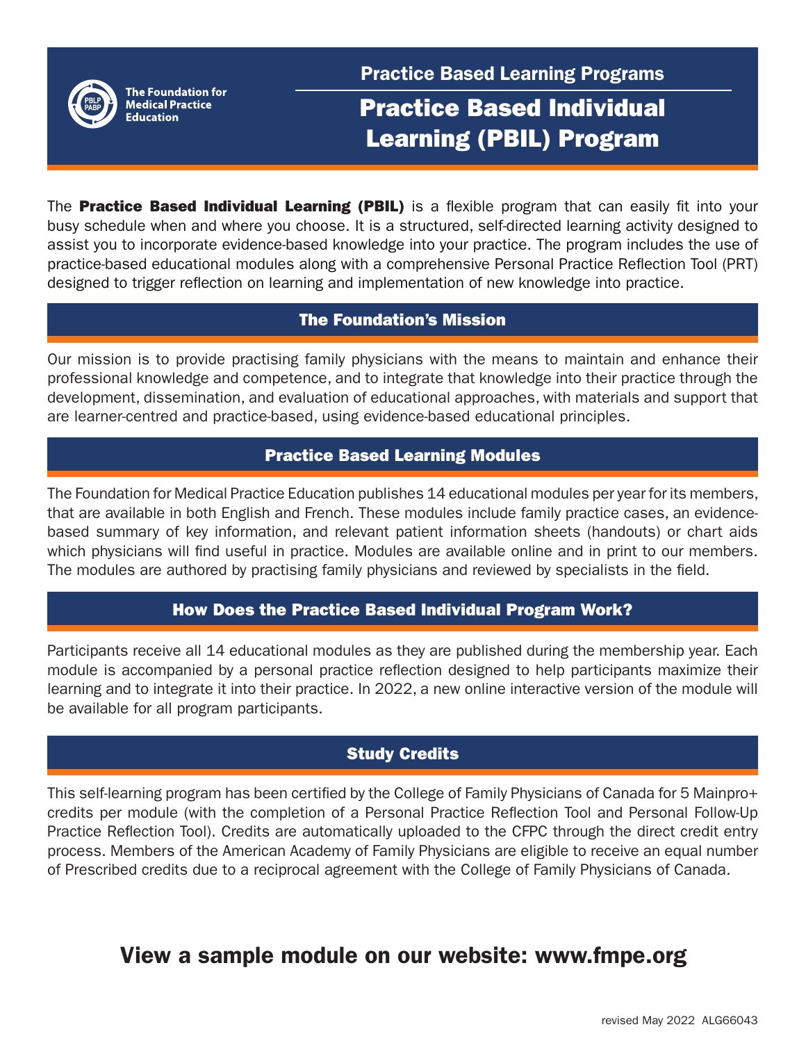The Foundation for Medical Practice Education

## Practice Based Learning Programs

# Practice Based Individual Learning (PBIL) Program

The **Practice Based Individual Learning (PBIL)** is a flexible program that can easily fit into your busy schedule when and where you choose. It is a structured, self-directed learning activity designed to assist you to incorporate evidence-based knowledge into your practice. The program includes the use of practice-based educational modules along with a comprehensive Personal Practice Reflection Tool (PRT) designed to trigger reflection on learning and implementation of new knowledge into practice.

## The Foundation's Mission

Our mission is to provide practising family physicians with the means to maintain and enhance their professional knowledge and competence, and to integrate that knowledge into their practice through the development, dissemination, and evaluation of educational approaches, with materials and support that are learner-centred and practice-based, using evidence-based educational principles.

## Practice Based Learning Modules

The Foundation for Medical Practice Education publishes 14 educational modules per year for its members, that are available in both English and French. These modules include family practice cases, an evidence-based summary of key information, and relevant patient information sheets (handouts) or chart aids which physicians will find useful in practice. Modules are available online and in print to our members. The modules are authored by practising family physicians and reviewed by specialists in the field.

## How Does the Practice Based Individual Program Work?

Participants receive all 14 educational modules as they are published during the membership year. Each module is accompanied by a personal practice reflection designed to help participants maximize their learning and to integrate it into their practice. In 2022, a new online interactive version of the module will be available for all program participants.

## Study Credits

This self-learning program has been certified by the College of Family Physicians of Canada for 5 Mainpro+ credits per module (with the completion of a Personal Practice Reflection Tool and Personal Follow-Up Practice Reflection Tool). Credits are automatically uploaded to the CFPC through the direct credit entry process. Members of the American Academy of Family Physicians are eligible to receive an equal number of Prescribed credits due to a reciprocal agreement with the College of Family Physicians of Canada.

## View a sample module on our website: www.fmpe.org

revised May 2022 ALG66043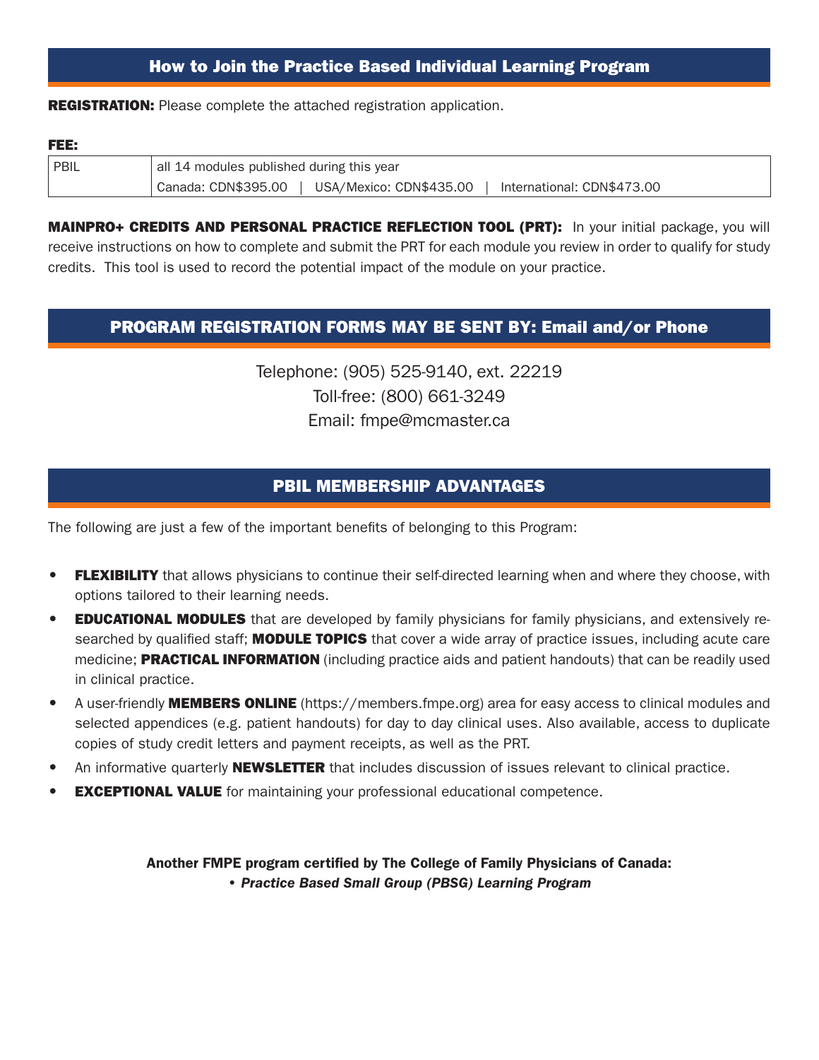## How to Join the Practice Based Individual Learning Program

**REGISTRATION:** Please complete the attached registration application.

**FEE:**

| | |
|---|---|
| PBIL | all 14 modules published during this year<br>Canada: CDN$395.00 \| USA/Mexico: CDN$435.00 \| International: CDN$473.00 |

**MAINPRO+ CREDITS AND PERSONAL PRACTICE REFLECTION TOOL (PRT):** In your initial package, you will receive instructions on how to complete and submit the PRT for each module you review in order to qualify for study credits. This tool is used to record the potential impact of the module on your practice.

## PROGRAM REGISTRATION FORMS MAY BE SENT BY: Email and/or Phone

Telephone: (905) 525-9140, ext. 22219
Toll-free: (800) 661-3249
Email: fmpe@mcmaster.ca

## PBIL MEMBERSHIP ADVANTAGES

The following are just a few of the important benefits of belonging to this Program:

- **FLEXIBILITY** that allows physicians to continue their self-directed learning when and where they choose, with options tailored to their learning needs.
- **EDUCATIONAL MODULES** that are developed by family physicians for family physicians, and extensively researched by qualified staff; **MODULE TOPICS** that cover a wide array of practice issues, including acute care medicine; **PRACTICAL INFORMATION** (including practice aids and patient handouts) that can be readily used in clinical practice.
- A user-friendly **MEMBERS ONLINE** (https://members.fmpe.org) area for easy access to clinical modules and selected appendices (e.g. patient handouts) for day to day clinical uses. Also available, access to duplicate copies of study credit letters and payment receipts, as well as the PRT.
- An informative quarterly **NEWSLETTER** that includes discussion of issues relevant to clinical practice.
- **EXCEPTIONAL VALUE** for maintaining your professional educational competence.

**Another FMPE program certified by The College of Family Physicians of Canada:**
***• Practice Based Small Group (PBSG) Learning Program***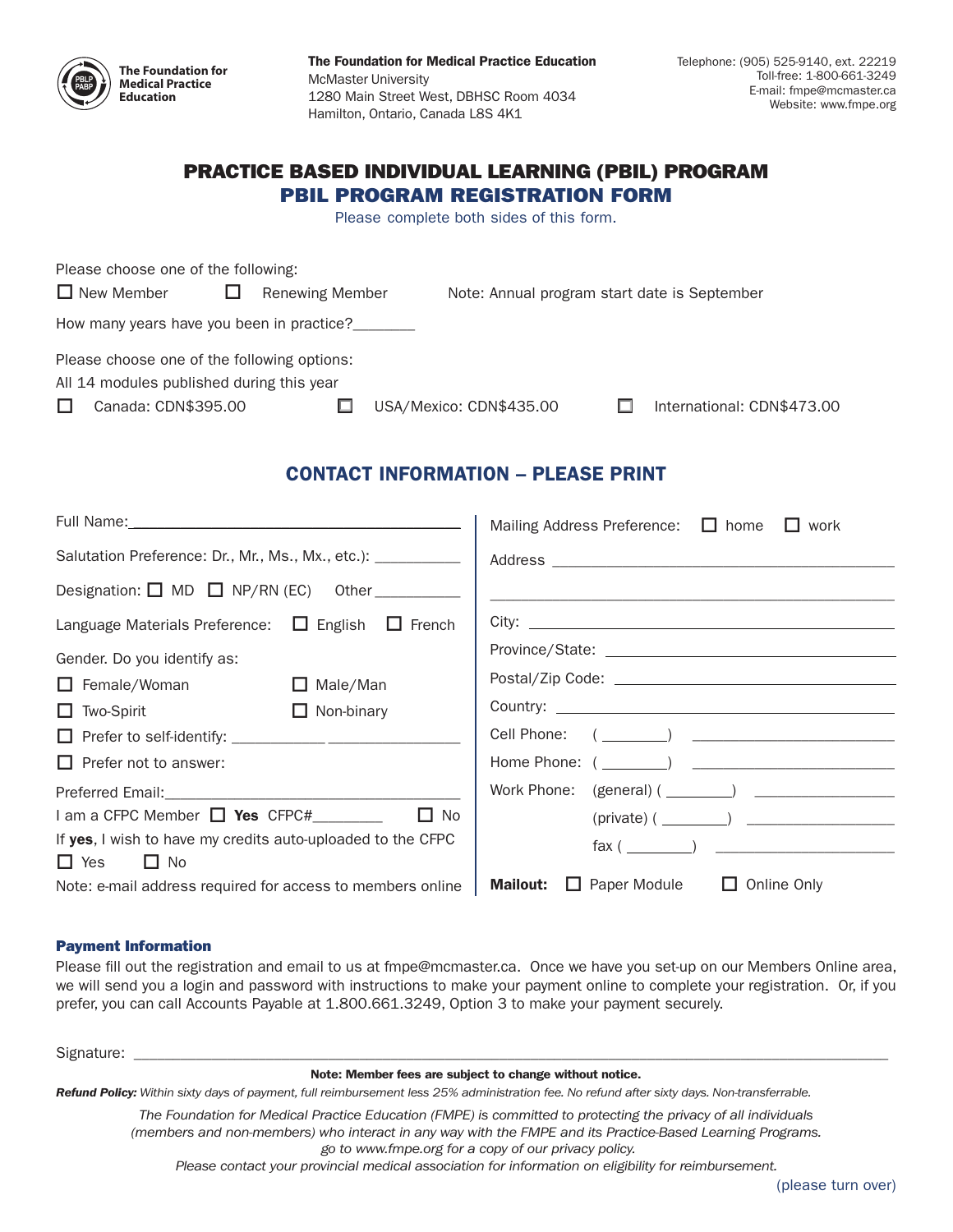The Foundation for Medical Practice Education

**The Foundation for Medical Practice Education**
McMaster University
1280 Main Street West, DBHSC Room 4034
Hamilton, Ontario, Canada L8S 4K1

Telephone: (905) 525-9140, ext. 22219
Toll-free: 1-800-661-3249
E-mail: fmpe@mcmaster.ca
Website: www.fmpe.org

# PRACTICE BASED INDIVIDUAL LEARNING (PBIL) PROGRAM

## PBIL PROGRAM REGISTRATION FORM

Please complete both sides of this form.

Please choose one of the following:

☐ New Member ☐ Renewing Member Note: Annual program start date is September

How many years have you been in practice?________

Please choose one of the following options:

All 14 modules published during this year

☐ Canada: CDN$395.00 ☐ USA/Mexico: CDN$435.00 ☐ International: CDN$473.00

## CONTACT INFORMATION – PLEASE PRINT

Full Name:________________________________________

Salutation Preference: Dr., Mr., Ms., Mx., etc.): ___________

Designation: ☐ MD ☐ NP/RN (EC) Other ___________

Language Materials Preference: ☐ English ☐ French

Gender. Do you identify as:

☐ Female/Woman ☐ Male/Man

☐ Two-Spirit ☐ Non-binary

☐ Prefer to self-identify: ____________________________

☐ Prefer not to answer:

Preferred Email:________________________________________

I am a CFPC Member ☐ **Yes** CFPC#_________ ☐ No

If **yes**, I wish to have my credits auto-uploaded to the CFPC

☐ Yes ☐ No

Note: e-mail address required for access to members online

Mailing Address Preference: ☐ home ☐ work

Address ____________________________________________

____________________________________________

City: ____________________________________________

Province/State: ____________________________________

Postal/Zip Code: ___________________________________

Country: __________________________________________

Cell Phone: ( ________) ______________________

Home Phone: ( ________) ______________________

Work Phone: (general) ( ________) ________________

(private) ( ________) ________________

fax ( ________) ______________________

**Mailout:** ☐ Paper Module ☐ Online Only

### Payment Information

Please fill out the registration and email to us at fmpe@mcmaster.ca. Once we have you set-up on our Members Online area, we will send you a login and password with instructions to make your payment online to complete your registration. Or, if you prefer, you can call Accounts Payable at 1.800.661.3249, Option 3 to make your payment securely.

Signature: ____________________________________________________________

**Note: Member fees are subject to change without notice.**

***Refund Policy:*** *Within sixty days of payment, full reimbursement less 25% administration fee. No refund after sixty days. Non-transferrable.*

*The Foundation for Medical Practice Education (FMPE) is committed to protecting the privacy of all individuals (members and non-members) who interact in any way with the FMPE and its Practice-Based Learning Programs. go to www.fmpe.org for a copy of our privacy policy.*

*Please contact your provincial medical association for information on eligibility for reimbursement.*

(please turn over)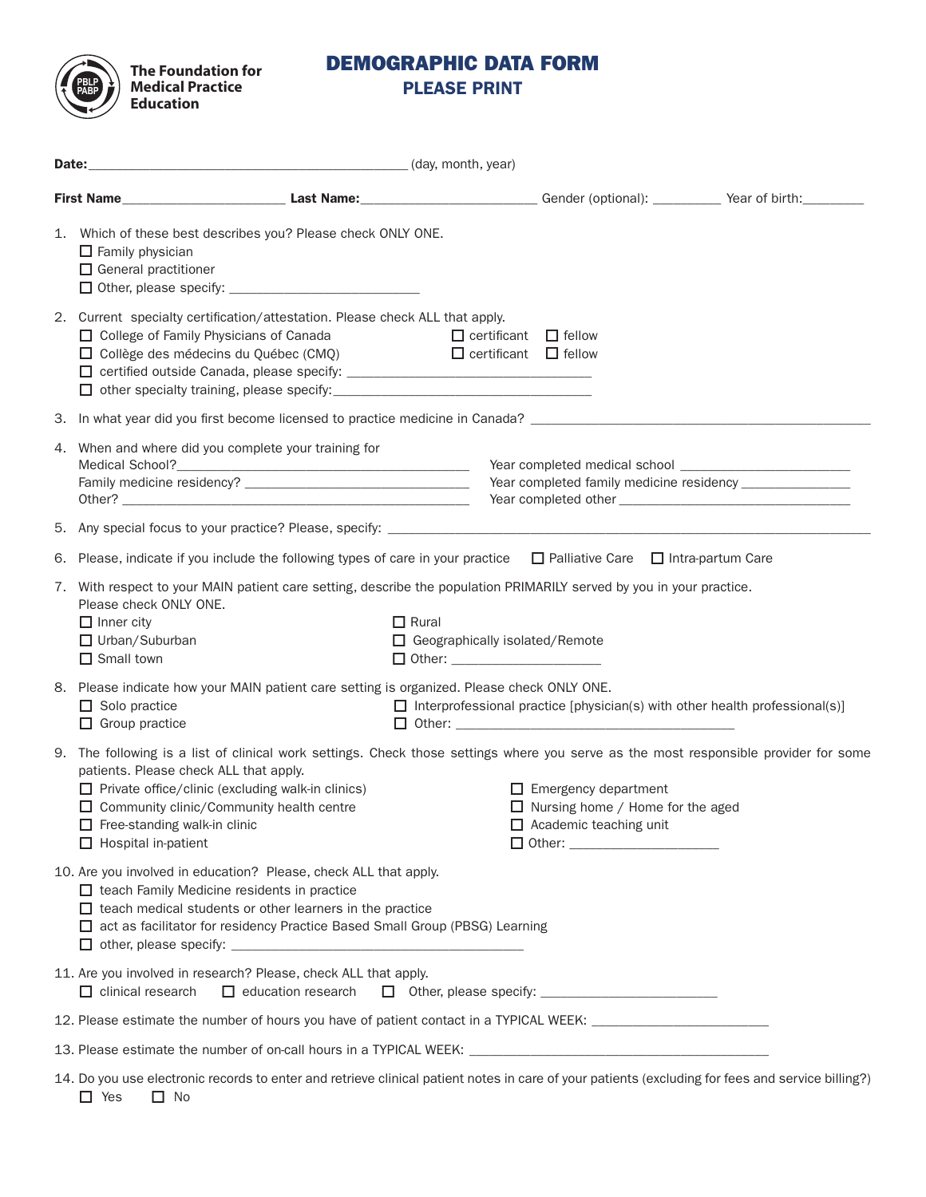The Foundation for Medical Practice Education

# DEMOGRAPHIC DATA FORM

## PLEASE PRINT

**Date:**\_\_\_\_\_\_\_\_\_\_\_\_\_\_\_\_\_\_\_\_\_\_\_\_\_\_\_\_\_\_\_\_\_\_\_\_\_\_\_\_\_\_\_\_ (day, month, year)

**First Name**\_\_\_\_\_\_\_\_\_\_\_\_\_\_\_\_\_\_\_\_\_\_ **Last Name:**\_\_\_\_\_\_\_\_\_\_\_\_\_\_\_\_\_\_\_\_\_\_\_\_\_ Gender (optional): \_\_\_\_\_\_\_\_\_\_ Year of birth:\_\_\_\_\_\_\_\_\_

1. Which of these best describes you? Please check ONLY ONE.
   - ☐ Family physician
   - ☐ General practitioner
   - ☐ Other, please specify: \_\_\_\_\_\_\_\_\_\_\_\_\_\_\_\_\_\_\_\_\_\_\_\_\_\_\_\_

2. Current specialty certification/attestation. Please check ALL that apply.
   - ☐ College of Family Physicians of Canada ☐ certificant ☐ fellow
   - ☐ Collège des médecins du Québec (CMQ) ☐ certificant ☐ fellow
   - ☐ certified outside Canada, please specify: \_\_\_\_\_\_\_\_\_\_\_\_\_\_\_\_\_\_\_\_\_\_\_\_\_\_\_\_\_\_\_\_\_\_\_
   - ☐ other specialty training, please specify:\_\_\_\_\_\_\_\_\_\_\_\_\_\_\_\_\_\_\_\_\_\_\_\_\_\_\_\_\_\_\_\_\_\_\_\_\_

3. In what year did you first become licensed to practice medicine in Canada? \_\_\_\_\_\_\_\_\_\_\_\_\_\_\_\_\_\_\_\_\_\_\_\_\_\_\_\_\_\_\_\_\_\_\_\_\_\_\_\_\_\_\_\_\_\_\_\_

4. When and where did you complete your training for
   - Medical School?\_\_\_\_\_\_\_\_\_\_\_\_\_\_\_\_\_\_\_\_\_\_\_\_\_\_\_\_\_\_\_\_\_\_\_\_\_\_\_\_\_\_\_ Year completed medical school \_\_\_\_\_\_\_\_\_\_\_\_\_\_\_\_\_\_\_\_\_\_\_\_\_\_
   - Family medicine residency? \_\_\_\_\_\_\_\_\_\_\_\_\_\_\_\_\_\_\_\_\_\_\_\_\_\_\_\_\_\_\_\_\_ Year completed family medicine residency \_\_\_\_\_\_\_\_\_\_\_\_\_\_\_\_\_
   - Other? \_\_\_\_\_\_\_\_\_\_\_\_\_\_\_\_\_\_\_\_\_\_\_\_\_\_\_\_\_\_\_\_\_\_\_\_\_\_\_\_\_\_\_\_\_\_\_\_\_\_\_\_ Year completed other \_\_\_\_\_\_\_\_\_\_\_\_\_\_\_\_\_\_\_\_\_\_\_\_\_\_\_\_\_\_\_\_\_\_\_\_\_\_

5. Any special focus to your practice? Please, specify: \_\_\_\_\_\_\_\_\_\_\_\_\_\_\_\_\_\_\_\_\_\_\_\_\_\_\_\_\_\_\_\_\_\_\_\_\_\_\_\_\_\_\_\_\_\_\_\_\_\_\_\_\_\_\_\_\_\_\_\_\_\_\_\_\_\_\_\_\_\_\_

6. Please, indicate if you include the following types of care in your practice ☐ Palliative Care ☐ Intra-partum Care

7. With respect to your MAIN patient care setting, describe the population PRIMARILY served by you in your practice. Please check ONLY ONE.
   - ☐ Inner city
   - ☐ Urban/Suburban
   - ☐ Small town
   - ☐ Rural
   - ☐ Geographically isolated/Remote
   - ☐ Other: \_\_\_\_\_\_\_\_\_\_\_\_\_\_\_\_\_\_\_\_\_

8. Please indicate how your MAIN patient care setting is organized. Please check ONLY ONE.
   - ☐ Solo practice
   - ☐ Group practice
   - ☐ Interprofessional practice [physician(s) with other health professional(s)]
   - ☐ Other: \_\_\_\_\_\_\_\_\_\_\_\_\_\_\_\_\_\_\_\_\_\_\_\_\_\_\_\_\_\_\_\_\_\_\_\_\_\_\_\_\_\_

9. The following is a list of clinical work settings. Check those settings where you serve as the most responsible provider for some patients. Please check ALL that apply.
   - ☐ Private office/clinic (excluding walk-in clinics)
   - ☐ Community clinic/Community health centre
   - ☐ Free-standing walk-in clinic
   - ☐ Hospital in-patient
   - ☐ Emergency department
   - ☐ Nursing home / Home for the aged
   - ☐ Academic teaching unit
   - ☐ Other: \_\_\_\_\_\_\_\_\_\_\_\_\_\_\_\_\_\_\_\_\_\_

10. Are you involved in education? Please, check ALL that apply.
    - ☐ teach Family Medicine residents in practice
    - ☐ teach medical students or other learners in the practice
    - ☐ act as facilitator for residency Practice Based Small Group (PBSG) Learning
    - ☐ other, please specify: \_\_\_\_\_\_\_\_\_\_\_\_\_\_\_\_\_\_\_\_\_\_\_\_\_\_\_\_\_\_\_\_\_\_\_\_\_\_\_\_\_\_\_

11. Are you involved in research? Please, check ALL that apply.
    ☐ clinical research ☐ education research ☐ Other, please specify: \_\_\_\_\_\_\_\_\_\_\_\_\_\_\_\_\_\_\_\_\_\_\_\_\_\_

12. Please estimate the number of hours you have of patient contact in a TYPICAL WEEK: \_\_\_\_\_\_\_\_\_\_\_\_\_\_\_\_\_\_\_\_\_\_\_\_\_\_

13. Please estimate the number of on-call hours in a TYPICAL WEEK: \_\_\_\_\_\_\_\_\_\_\_\_\_\_\_\_\_\_\_\_\_\_\_\_\_\_\_\_\_\_\_\_\_\_\_\_\_\_\_\_\_\_\_\_

14. Do you use electronic records to enter and retrieve clinical patient notes in care of your patients (excluding for fees and service billing?)
    ☐ Yes ☐ No